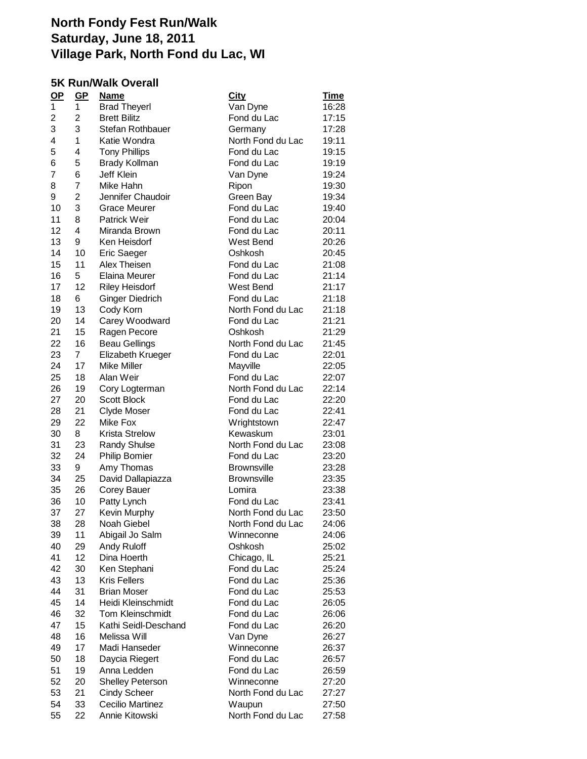# North Fondy Fest Run/Walk
# Saturday, June 18, 2011
# Village Park, North Fond du Lac, WI

## 5K Run/Walk Overall

| OP | GP | Name | City | Time |
|---|---|---|---|---|
| 1 | 1 | Brad Theyerl | Van Dyne | 16:28 |
| 2 | 2 | Brett Bilitz | Fond du Lac | 17:15 |
| 3 | 3 | Stefan Rothbauer | Germany | 17:28 |
| 4 | 1 | Katie Wondra | North Fond du Lac | 19:11 |
| 5 | 4 | Tony Phillips | Fond du Lac | 19:15 |
| 6 | 5 | Brady Kollman | Fond du Lac | 19:19 |
| 7 | 6 | Jeff Klein | Van Dyne | 19:24 |
| 8 | 7 | Mike Hahn | Ripon | 19:30 |
| 9 | 2 | Jennifer Chaudoir | Green Bay | 19:34 |
| 10 | 3 | Grace Meurer | Fond du Lac | 19:40 |
| 11 | 8 | Patrick Weir | Fond du Lac | 20:04 |
| 12 | 4 | Miranda Brown | Fond du Lac | 20:11 |
| 13 | 9 | Ken Heisdorf | West Bend | 20:26 |
| 14 | 10 | Eric Saeger | Oshkosh | 20:45 |
| 15 | 11 | Alex Theisen | Fond du Lac | 21:08 |
| 16 | 5 | Elaina Meurer | Fond du Lac | 21:14 |
| 17 | 12 | Riley Heisdorf | West Bend | 21:17 |
| 18 | 6 | Ginger Diedrich | Fond du Lac | 21:18 |
| 19 | 13 | Cody Korn | North Fond du Lac | 21:18 |
| 20 | 14 | Carey Woodward | Fond du Lac | 21:21 |
| 21 | 15 | Ragen Pecore | Oshkosh | 21:29 |
| 22 | 16 | Beau Gellings | North Fond du Lac | 21:45 |
| 23 | 7 | Elizabeth Krueger | Fond du Lac | 22:01 |
| 24 | 17 | Mike Miller | Mayville | 22:05 |
| 25 | 18 | Alan Weir | Fond du Lac | 22:07 |
| 26 | 19 | Cory Logterman | North Fond du Lac | 22:14 |
| 27 | 20 | Scott Block | Fond du Lac | 22:20 |
| 28 | 21 | Clyde Moser | Fond du Lac | 22:41 |
| 29 | 22 | Mike Fox | Wrightstown | 22:47 |
| 30 | 8 | Krista Strelow | Kewaskum | 23:01 |
| 31 | 23 | Randy Shulse | North Fond du Lac | 23:08 |
| 32 | 24 | Philip Bomier | Fond du Lac | 23:20 |
| 33 | 9 | Amy Thomas | Brownsville | 23:28 |
| 34 | 25 | David Dallapiazza | Brownsville | 23:35 |
| 35 | 26 | Corey Bauer | Lomira | 23:38 |
| 36 | 10 | Patty Lynch | Fond du Lac | 23:41 |
| 37 | 27 | Kevin Murphy | North Fond du Lac | 23:50 |
| 38 | 28 | Noah Giebel | North Fond du Lac | 24:06 |
| 39 | 11 | Abigail Jo Salm | Winneconne | 24:06 |
| 40 | 29 | Andy Ruloff | Oshkosh | 25:02 |
| 41 | 12 | Dina Hoerth | Chicago, IL | 25:21 |
| 42 | 30 | Ken Stephani | Fond du Lac | 25:24 |
| 43 | 13 | Kris Fellers | Fond du Lac | 25:36 |
| 44 | 31 | Brian Moser | Fond du Lac | 25:53 |
| 45 | 14 | Heidi Kleinschmidt | Fond du Lac | 26:05 |
| 46 | 32 | Tom Kleinschmidt | Fond du Lac | 26:06 |
| 47 | 15 | Kathi Seidl-Deschand | Fond du Lac | 26:20 |
| 48 | 16 | Melissa Will | Van Dyne | 26:27 |
| 49 | 17 | Madi Hanseder | Winneconne | 26:37 |
| 50 | 18 | Daycia Riegert | Fond du Lac | 26:57 |
| 51 | 19 | Anna Ledden | Fond du Lac | 26:59 |
| 52 | 20 | Shelley Peterson | Winneconne | 27:20 |
| 53 | 21 | Cindy Scheer | North Fond du Lac | 27:27 |
| 54 | 33 | Cecilio Martinez | Waupun | 27:50 |
| 55 | 22 | Annie Kitowski | North Fond du Lac | 27:58 |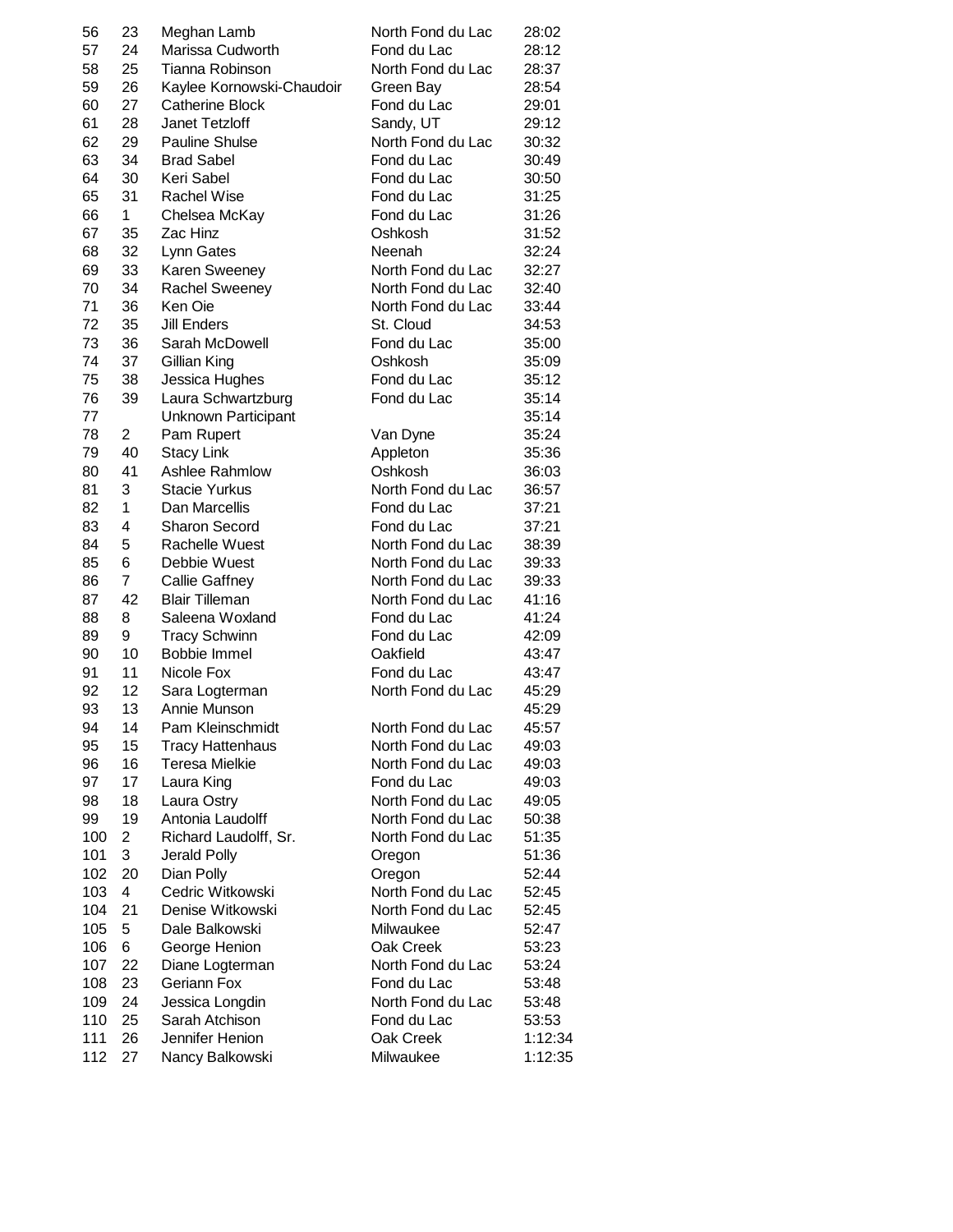| | | | | |
|---|---|---|---|---|
| 56 | 23 | Meghan Lamb | North Fond du Lac | 28:02 |
| 57 | 24 | Marissa Cudworth | Fond du Lac | 28:12 |
| 58 | 25 | Tianna Robinson | North Fond du Lac | 28:37 |
| 59 | 26 | Kaylee Kornowski-Chaudoir | Green Bay | 28:54 |
| 60 | 27 | Catherine Block | Fond du Lac | 29:01 |
| 61 | 28 | Janet Tetzloff | Sandy, UT | 29:12 |
| 62 | 29 | Pauline Shulse | North Fond du Lac | 30:32 |
| 63 | 34 | Brad Sabel | Fond du Lac | 30:49 |
| 64 | 30 | Keri Sabel | Fond du Lac | 30:50 |
| 65 | 31 | Rachel Wise | Fond du Lac | 31:25 |
| 66 | 1 | Chelsea McKay | Fond du Lac | 31:26 |
| 67 | 35 | Zac Hinz | Oshkosh | 31:52 |
| 68 | 32 | Lynn Gates | Neenah | 32:24 |
| 69 | 33 | Karen Sweeney | North Fond du Lac | 32:27 |
| 70 | 34 | Rachel Sweeney | North Fond du Lac | 32:40 |
| 71 | 36 | Ken Oie | North Fond du Lac | 33:44 |
| 72 | 35 | Jill Enders | St. Cloud | 34:53 |
| 73 | 36 | Sarah McDowell | Fond du Lac | 35:00 |
| 74 | 37 | Gillian King | Oshkosh | 35:09 |
| 75 | 38 | Jessica Hughes | Fond du Lac | 35:12 |
| 76 | 39 | Laura Schwartzburg | Fond du Lac | 35:14 |
| 77 | | Unknown Participant | | 35:14 |
| 78 | 2 | Pam Rupert | Van Dyne | 35:24 |
| 79 | 40 | Stacy Link | Appleton | 35:36 |
| 80 | 41 | Ashlee Rahmlow | Oshkosh | 36:03 |
| 81 | 3 | Stacie Yurkus | North Fond du Lac | 36:57 |
| 82 | 1 | Dan Marcellis | Fond du Lac | 37:21 |
| 83 | 4 | Sharon Secord | Fond du Lac | 37:21 |
| 84 | 5 | Rachelle Wuest | North Fond du Lac | 38:39 |
| 85 | 6 | Debbie Wuest | North Fond du Lac | 39:33 |
| 86 | 7 | Callie Gaffney | North Fond du Lac | 39:33 |
| 87 | 42 | Blair Tilleman | North Fond du Lac | 41:16 |
| 88 | 8 | Saleena Woxland | Fond du Lac | 41:24 |
| 89 | 9 | Tracy Schwinn | Fond du Lac | 42:09 |
| 90 | 10 | Bobbie Immel | Oakfield | 43:47 |
| 91 | 11 | Nicole Fox | Fond du Lac | 43:47 |
| 92 | 12 | Sara Logterman | North Fond du Lac | 45:29 |
| 93 | 13 | Annie Munson | | 45:29 |
| 94 | 14 | Pam Kleinschmidt | North Fond du Lac | 45:57 |
| 95 | 15 | Tracy Hattenhaus | North Fond du Lac | 49:03 |
| 96 | 16 | Teresa Mielkie | North Fond du Lac | 49:03 |
| 97 | 17 | Laura King | Fond du Lac | 49:03 |
| 98 | 18 | Laura Ostry | North Fond du Lac | 49:05 |
| 99 | 19 | Antonia Laudolff | North Fond du Lac | 50:38 |
| 100 | 2 | Richard Laudolff, Sr. | North Fond du Lac | 51:35 |
| 101 | 3 | Jerald Polly | Oregon | 51:36 |
| 102 | 20 | Dian Polly | Oregon | 52:44 |
| 103 | 4 | Cedric Witkowski | North Fond du Lac | 52:45 |
| 104 | 21 | Denise Witkowski | North Fond du Lac | 52:45 |
| 105 | 5 | Dale Balkowski | Milwaukee | 52:47 |
| 106 | 6 | George Henion | Oak Creek | 53:23 |
| 107 | 22 | Diane Logterman | North Fond du Lac | 53:24 |
| 108 | 23 | Geriann Fox | Fond du Lac | 53:48 |
| 109 | 24 | Jessica Longdin | North Fond du Lac | 53:48 |
| 110 | 25 | Sarah Atchison | Fond du Lac | 53:53 |
| 111 | 26 | Jennifer Henion | Oak Creek | 1:12:34 |
| 112 | 27 | Nancy Balkowski | Milwaukee | 1:12:35 |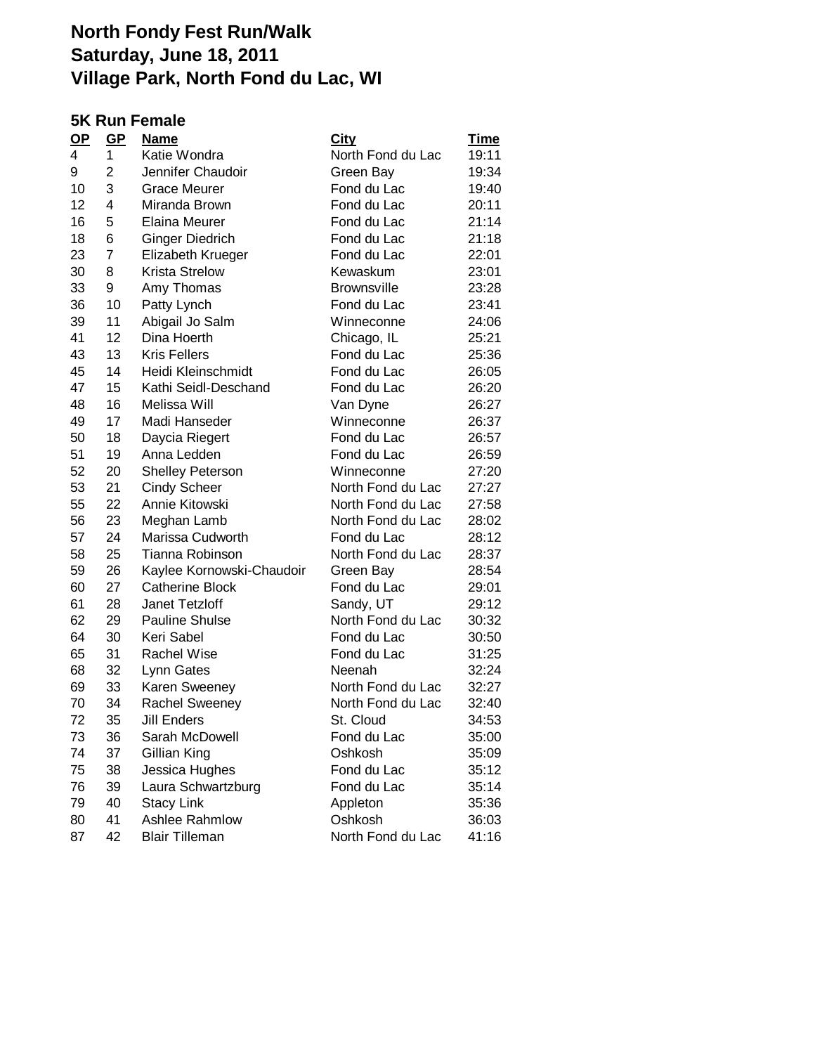# North Fondy Fest Run/Walk
# Saturday, June 18, 2011
# Village Park, North Fond du Lac, WI

## 5K Run Female

| OP | GP | Name | City | Time |
|---|---|---|---|---|
| 4 | 1 | Katie Wondra | North Fond du Lac | 19:11 |
| 9 | 2 | Jennifer Chaudoir | Green Bay | 19:34 |
| 10 | 3 | Grace Meurer | Fond du Lac | 19:40 |
| 12 | 4 | Miranda Brown | Fond du Lac | 20:11 |
| 16 | 5 | Elaina Meurer | Fond du Lac | 21:14 |
| 18 | 6 | Ginger Diedrich | Fond du Lac | 21:18 |
| 23 | 7 | Elizabeth Krueger | Fond du Lac | 22:01 |
| 30 | 8 | Krista Strelow | Kewaskum | 23:01 |
| 33 | 9 | Amy Thomas | Brownsville | 23:28 |
| 36 | 10 | Patty Lynch | Fond du Lac | 23:41 |
| 39 | 11 | Abigail Jo Salm | Winneconne | 24:06 |
| 41 | 12 | Dina Hoerth | Chicago, IL | 25:21 |
| 43 | 13 | Kris Fellers | Fond du Lac | 25:36 |
| 45 | 14 | Heidi Kleinschmidt | Fond du Lac | 26:05 |
| 47 | 15 | Kathi Seidl-Deschand | Fond du Lac | 26:20 |
| 48 | 16 | Melissa Will | Van Dyne | 26:27 |
| 49 | 17 | Madi Hanseder | Winneconne | 26:37 |
| 50 | 18 | Daycia Riegert | Fond du Lac | 26:57 |
| 51 | 19 | Anna Ledden | Fond du Lac | 26:59 |
| 52 | 20 | Shelley Peterson | Winneconne | 27:20 |
| 53 | 21 | Cindy Scheer | North Fond du Lac | 27:27 |
| 55 | 22 | Annie Kitowski | North Fond du Lac | 27:58 |
| 56 | 23 | Meghan Lamb | North Fond du Lac | 28:02 |
| 57 | 24 | Marissa Cudworth | Fond du Lac | 28:12 |
| 58 | 25 | Tianna Robinson | North Fond du Lac | 28:37 |
| 59 | 26 | Kaylee Kornowski-Chaudoir | Green Bay | 28:54 |
| 60 | 27 | Catherine Block | Fond du Lac | 29:01 |
| 61 | 28 | Janet Tetzloff | Sandy, UT | 29:12 |
| 62 | 29 | Pauline Shulse | North Fond du Lac | 30:32 |
| 64 | 30 | Keri Sabel | Fond du Lac | 30:50 |
| 65 | 31 | Rachel Wise | Fond du Lac | 31:25 |
| 68 | 32 | Lynn Gates | Neenah | 32:24 |
| 69 | 33 | Karen Sweeney | North Fond du Lac | 32:27 |
| 70 | 34 | Rachel Sweeney | North Fond du Lac | 32:40 |
| 72 | 35 | Jill Enders | St. Cloud | 34:53 |
| 73 | 36 | Sarah McDowell | Fond du Lac | 35:00 |
| 74 | 37 | Gillian King | Oshkosh | 35:09 |
| 75 | 38 | Jessica Hughes | Fond du Lac | 35:12 |
| 76 | 39 | Laura Schwartzburg | Fond du Lac | 35:14 |
| 79 | 40 | Stacy Link | Appleton | 35:36 |
| 80 | 41 | Ashlee Rahmlow | Oshkosh | 36:03 |
| 87 | 42 | Blair Tilleman | North Fond du Lac | 41:16 |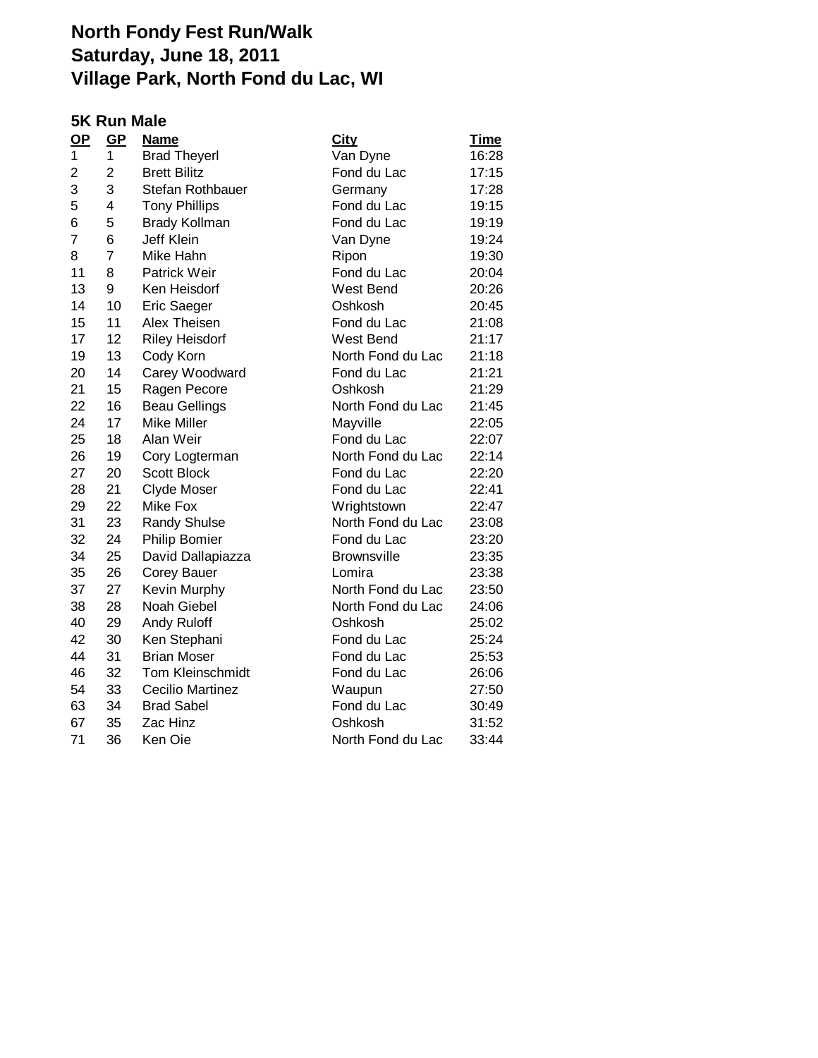# North Fondy Fest Run/Walk
# Saturday, June 18, 2011
# Village Park, North Fond du Lac, WI

## 5K Run Male

| OP | GP | Name | City | Time |
|---|---|---|---|---|
| 1 | 1 | Brad Theyerl | Van Dyne | 16:28 |
| 2 | 2 | Brett Bilitz | Fond du Lac | 17:15 |
| 3 | 3 | Stefan Rothbauer | Germany | 17:28 |
| 5 | 4 | Tony Phillips | Fond du Lac | 19:15 |
| 6 | 5 | Brady Kollman | Fond du Lac | 19:19 |
| 7 | 6 | Jeff Klein | Van Dyne | 19:24 |
| 8 | 7 | Mike Hahn | Ripon | 19:30 |
| 11 | 8 | Patrick Weir | Fond du Lac | 20:04 |
| 13 | 9 | Ken Heisdorf | West Bend | 20:26 |
| 14 | 10 | Eric Saeger | Oshkosh | 20:45 |
| 15 | 11 | Alex Theisen | Fond du Lac | 21:08 |
| 17 | 12 | Riley Heisdorf | West Bend | 21:17 |
| 19 | 13 | Cody Korn | North Fond du Lac | 21:18 |
| 20 | 14 | Carey Woodward | Fond du Lac | 21:21 |
| 21 | 15 | Ragen Pecore | Oshkosh | 21:29 |
| 22 | 16 | Beau Gellings | North Fond du Lac | 21:45 |
| 24 | 17 | Mike Miller | Mayville | 22:05 |
| 25 | 18 | Alan Weir | Fond du Lac | 22:07 |
| 26 | 19 | Cory Logterman | North Fond du Lac | 22:14 |
| 27 | 20 | Scott Block | Fond du Lac | 22:20 |
| 28 | 21 | Clyde Moser | Fond du Lac | 22:41 |
| 29 | 22 | Mike Fox | Wrightstown | 22:47 |
| 31 | 23 | Randy Shulse | North Fond du Lac | 23:08 |
| 32 | 24 | Philip Bomier | Fond du Lac | 23:20 |
| 34 | 25 | David Dallapiazza | Brownsville | 23:35 |
| 35 | 26 | Corey Bauer | Lomira | 23:38 |
| 37 | 27 | Kevin Murphy | North Fond du Lac | 23:50 |
| 38 | 28 | Noah Giebel | North Fond du Lac | 24:06 |
| 40 | 29 | Andy Ruloff | Oshkosh | 25:02 |
| 42 | 30 | Ken Stephani | Fond du Lac | 25:24 |
| 44 | 31 | Brian Moser | Fond du Lac | 25:53 |
| 46 | 32 | Tom Kleinschmidt | Fond du Lac | 26:06 |
| 54 | 33 | Cecilio Martinez | Waupun | 27:50 |
| 63 | 34 | Brad Sabel | Fond du Lac | 30:49 |
| 67 | 35 | Zac Hinz | Oshkosh | 31:52 |
| 71 | 36 | Ken Oie | North Fond du Lac | 33:44 |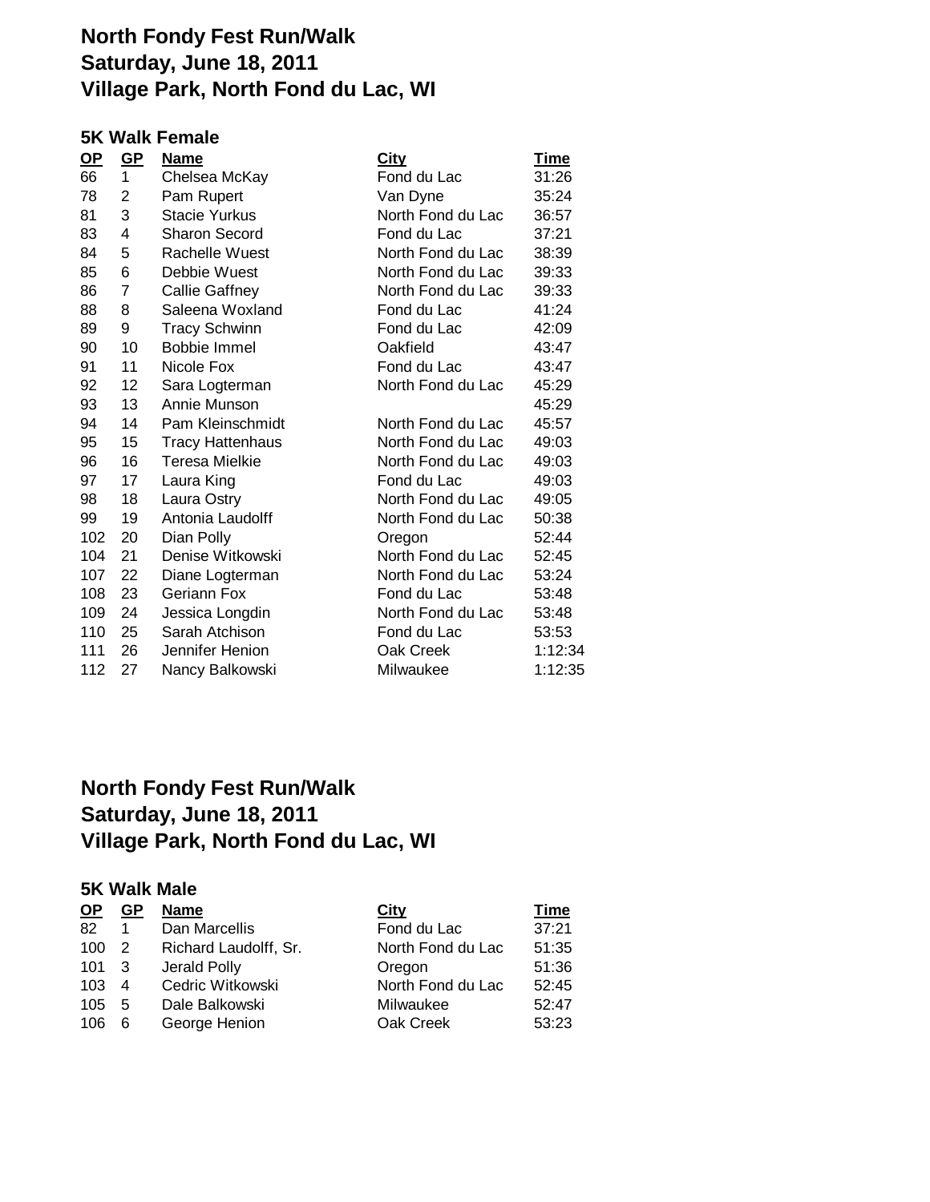# North Fondy Fest Run/Walk
# Saturday, June 18, 2011
# Village Park, North Fond du Lac, WI

### 5K Walk Female

| OP | GP | Name | City | Time |
|---|---|---|---|---|
| 66 | 1 | Chelsea McKay | Fond du Lac | 31:26 |
| 78 | 2 | Pam Rupert | Van Dyne | 35:24 |
| 81 | 3 | Stacie Yurkus | North Fond du Lac | 36:57 |
| 83 | 4 | Sharon Secord | Fond du Lac | 37:21 |
| 84 | 5 | Rachelle Wuest | North Fond du Lac | 38:39 |
| 85 | 6 | Debbie Wuest | North Fond du Lac | 39:33 |
| 86 | 7 | Callie Gaffney | North Fond du Lac | 39:33 |
| 88 | 8 | Saleena Woxland | Fond du Lac | 41:24 |
| 89 | 9 | Tracy Schwinn | Fond du Lac | 42:09 |
| 90 | 10 | Bobbie Immel | Oakfield | 43:47 |
| 91 | 11 | Nicole Fox | Fond du Lac | 43:47 |
| 92 | 12 | Sara Logterman | North Fond du Lac | 45:29 |
| 93 | 13 | Annie Munson | | 45:29 |
| 94 | 14 | Pam Kleinschmidt | North Fond du Lac | 45:57 |
| 95 | 15 | Tracy Hattenhaus | North Fond du Lac | 49:03 |
| 96 | 16 | Teresa Mielkie | North Fond du Lac | 49:03 |
| 97 | 17 | Laura King | Fond du Lac | 49:03 |
| 98 | 18 | Laura Ostry | North Fond du Lac | 49:05 |
| 99 | 19 | Antonia Laudolff | North Fond du Lac | 50:38 |
| 102 | 20 | Dian Polly | Oregon | 52:44 |
| 104 | 21 | Denise Witkowski | North Fond du Lac | 52:45 |
| 107 | 22 | Diane Logterman | North Fond du Lac | 53:24 |
| 108 | 23 | Geriann Fox | Fond du Lac | 53:48 |
| 109 | 24 | Jessica Longdin | North Fond du Lac | 53:48 |
| 110 | 25 | Sarah Atchison | Fond du Lac | 53:53 |
| 111 | 26 | Jennifer Henion | Oak Creek | 1:12:34 |
| 112 | 27 | Nancy Balkowski | Milwaukee | 1:12:35 |

# North Fondy Fest Run/Walk
# Saturday, June 18, 2011
# Village Park, North Fond du Lac, WI

### 5K Walk Male

| OP | GP | Name | City | Time |
|---|---|---|---|---|
| 82 | 1 | Dan Marcellis | Fond du Lac | 37:21 |
| 100 | 2 | Richard Laudolff, Sr. | North Fond du Lac | 51:35 |
| 101 | 3 | Jerald Polly | Oregon | 51:36 |
| 103 | 4 | Cedric Witkowski | North Fond du Lac | 52:45 |
| 105 | 5 | Dale Balkowski | Milwaukee | 52:47 |
| 106 | 6 | George Henion | Oak Creek | 53:23 |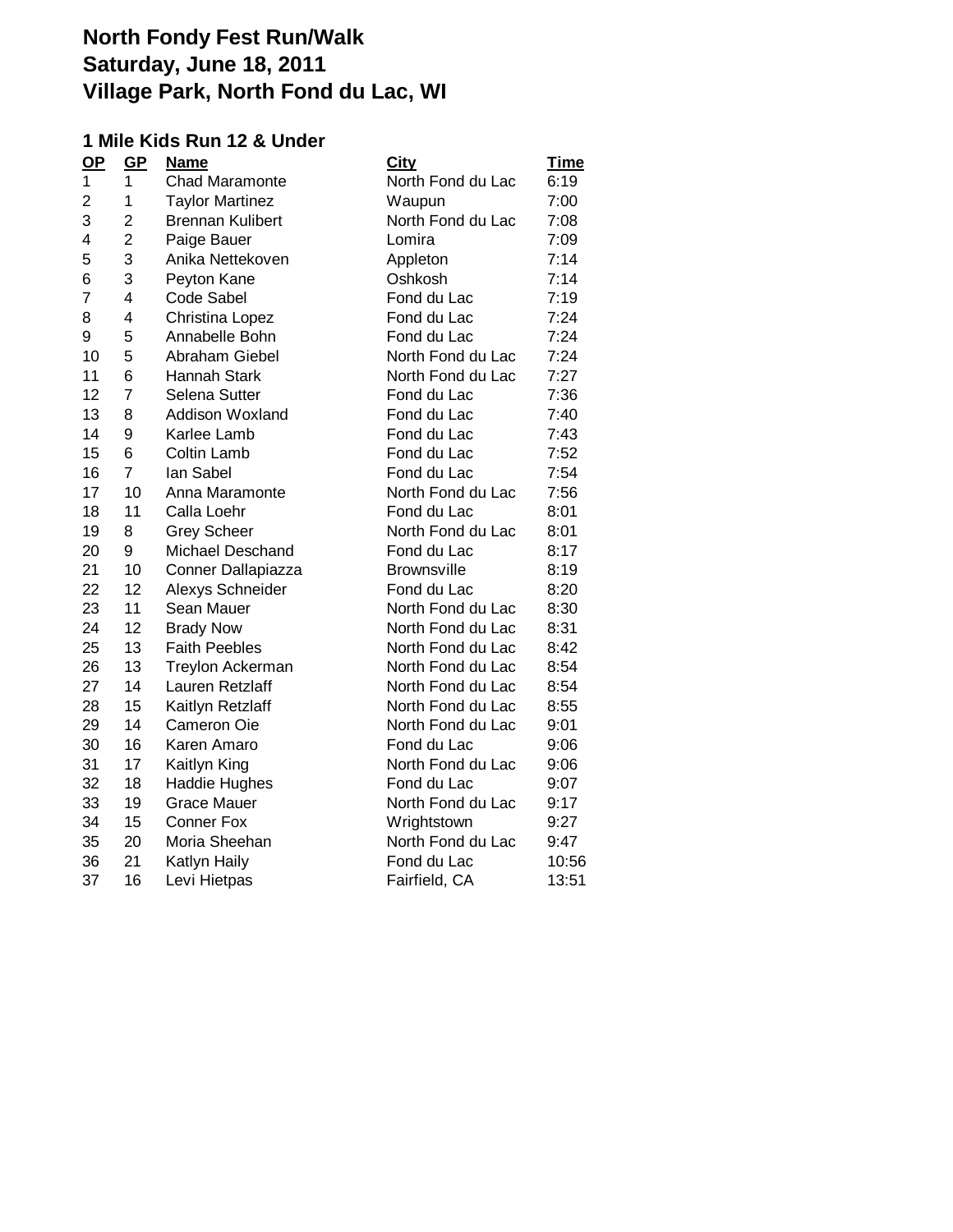# North Fondy Fest Run/Walk
# Saturday, June 18, 2011
# Village Park, North Fond du Lac, WI

## 1 Mile Kids Run 12 & Under

| OP | GP | Name | City | Time |
|---|---|---|---|---|
| 1 | 1 | Chad Maramonte | North Fond du Lac | 6:19 |
| 2 | 1 | Taylor Martinez | Waupun | 7:00 |
| 3 | 2 | Brennan Kulibert | North Fond du Lac | 7:08 |
| 4 | 2 | Paige Bauer | Lomira | 7:09 |
| 5 | 3 | Anika Nettekoven | Appleton | 7:14 |
| 6 | 3 | Peyton Kane | Oshkosh | 7:14 |
| 7 | 4 | Code Sabel | Fond du Lac | 7:19 |
| 8 | 4 | Christina Lopez | Fond du Lac | 7:24 |
| 9 | 5 | Annabelle Bohn | Fond du Lac | 7:24 |
| 10 | 5 | Abraham Giebel | North Fond du Lac | 7:24 |
| 11 | 6 | Hannah Stark | North Fond du Lac | 7:27 |
| 12 | 7 | Selena Sutter | Fond du Lac | 7:36 |
| 13 | 8 | Addison Woxland | Fond du Lac | 7:40 |
| 14 | 9 | Karlee Lamb | Fond du Lac | 7:43 |
| 15 | 6 | Coltin Lamb | Fond du Lac | 7:52 |
| 16 | 7 | Ian Sabel | Fond du Lac | 7:54 |
| 17 | 10 | Anna Maramonte | North Fond du Lac | 7:56 |
| 18 | 11 | Calla Loehr | Fond du Lac | 8:01 |
| 19 | 8 | Grey Scheer | North Fond du Lac | 8:01 |
| 20 | 9 | Michael Deschand | Fond du Lac | 8:17 |
| 21 | 10 | Conner Dallapiazza | Brownsville | 8:19 |
| 22 | 12 | Alexys Schneider | Fond du Lac | 8:20 |
| 23 | 11 | Sean Mauer | North Fond du Lac | 8:30 |
| 24 | 12 | Brady Now | North Fond du Lac | 8:31 |
| 25 | 13 | Faith Peebles | North Fond du Lac | 8:42 |
| 26 | 13 | Treylon Ackerman | North Fond du Lac | 8:54 |
| 27 | 14 | Lauren Retzlaff | North Fond du Lac | 8:54 |
| 28 | 15 | Kaitlyn Retzlaff | North Fond du Lac | 8:55 |
| 29 | 14 | Cameron Oie | North Fond du Lac | 9:01 |
| 30 | 16 | Karen Amaro | Fond du Lac | 9:06 |
| 31 | 17 | Kaitlyn King | North Fond du Lac | 9:06 |
| 32 | 18 | Haddie Hughes | Fond du Lac | 9:07 |
| 33 | 19 | Grace Mauer | North Fond du Lac | 9:17 |
| 34 | 15 | Conner Fox | Wrightstown | 9:27 |
| 35 | 20 | Moria Sheehan | North Fond du Lac | 9:47 |
| 36 | 21 | Katlyn Haily | Fond du Lac | 10:56 |
| 37 | 16 | Levi Hietpas | Fairfield, CA | 13:51 |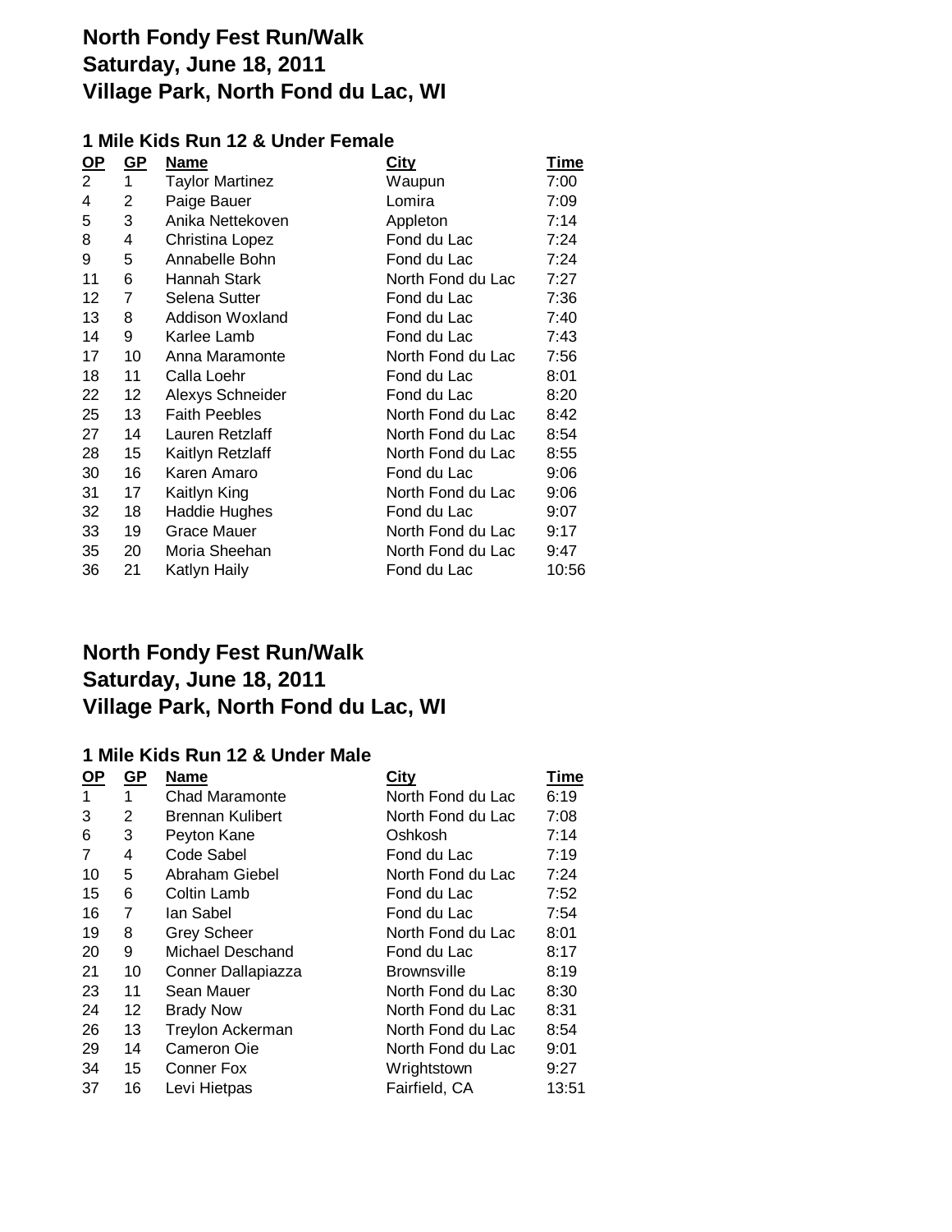# North Fondy Fest Run/Walk
# Saturday, June 18, 2011
# Village Park, North Fond du Lac, WI

### 1 Mile Kids Run 12 & Under Female

| OP | GP | Name | City | Time |
|---|---|---|---|---|
| 2 | 1 | Taylor Martinez | Waupun | 7:00 |
| 4 | 2 | Paige Bauer | Lomira | 7:09 |
| 5 | 3 | Anika Nettekoven | Appleton | 7:14 |
| 8 | 4 | Christina Lopez | Fond du Lac | 7:24 |
| 9 | 5 | Annabelle Bohn | Fond du Lac | 7:24 |
| 11 | 6 | Hannah Stark | North Fond du Lac | 7:27 |
| 12 | 7 | Selena Sutter | Fond du Lac | 7:36 |
| 13 | 8 | Addison Woxland | Fond du Lac | 7:40 |
| 14 | 9 | Karlee Lamb | Fond du Lac | 7:43 |
| 17 | 10 | Anna Maramonte | North Fond du Lac | 7:56 |
| 18 | 11 | Calla Loehr | Fond du Lac | 8:01 |
| 22 | 12 | Alexys Schneider | Fond du Lac | 8:20 |
| 25 | 13 | Faith Peebles | North Fond du Lac | 8:42 |
| 27 | 14 | Lauren Retzlaff | North Fond du Lac | 8:54 |
| 28 | 15 | Kaitlyn Retzlaff | North Fond du Lac | 8:55 |
| 30 | 16 | Karen Amaro | Fond du Lac | 9:06 |
| 31 | 17 | Kaitlyn King | North Fond du Lac | 9:06 |
| 32 | 18 | Haddie Hughes | Fond du Lac | 9:07 |
| 33 | 19 | Grace Mauer | North Fond du Lac | 9:17 |
| 35 | 20 | Moria Sheehan | North Fond du Lac | 9:47 |
| 36 | 21 | Katlyn Haily | Fond du Lac | 10:56 |

# North Fondy Fest Run/Walk
# Saturday, June 18, 2011
# Village Park, North Fond du Lac, WI

### 1 Mile Kids Run 12 & Under Male

| OP | GP | Name | City | Time |
|---|---|---|---|---|
| 1 | 1 | Chad Maramonte | North Fond du Lac | 6:19 |
| 3 | 2 | Brennan Kulibert | North Fond du Lac | 7:08 |
| 6 | 3 | Peyton Kane | Oshkosh | 7:14 |
| 7 | 4 | Code Sabel | Fond du Lac | 7:19 |
| 10 | 5 | Abraham Giebel | North Fond du Lac | 7:24 |
| 15 | 6 | Coltin Lamb | Fond du Lac | 7:52 |
| 16 | 7 | Ian Sabel | Fond du Lac | 7:54 |
| 19 | 8 | Grey Scheer | North Fond du Lac | 8:01 |
| 20 | 9 | Michael Deschand | Fond du Lac | 8:17 |
| 21 | 10 | Conner Dallapiazza | Brownsville | 8:19 |
| 23 | 11 | Sean Mauer | North Fond du Lac | 8:30 |
| 24 | 12 | Brady Now | North Fond du Lac | 8:31 |
| 26 | 13 | Treylon Ackerman | North Fond du Lac | 8:54 |
| 29 | 14 | Cameron Oie | North Fond du Lac | 9:01 |
| 34 | 15 | Conner Fox | Wrightstown | 9:27 |
| 37 | 16 | Levi Hietpas | Fairfield, CA | 13:51 |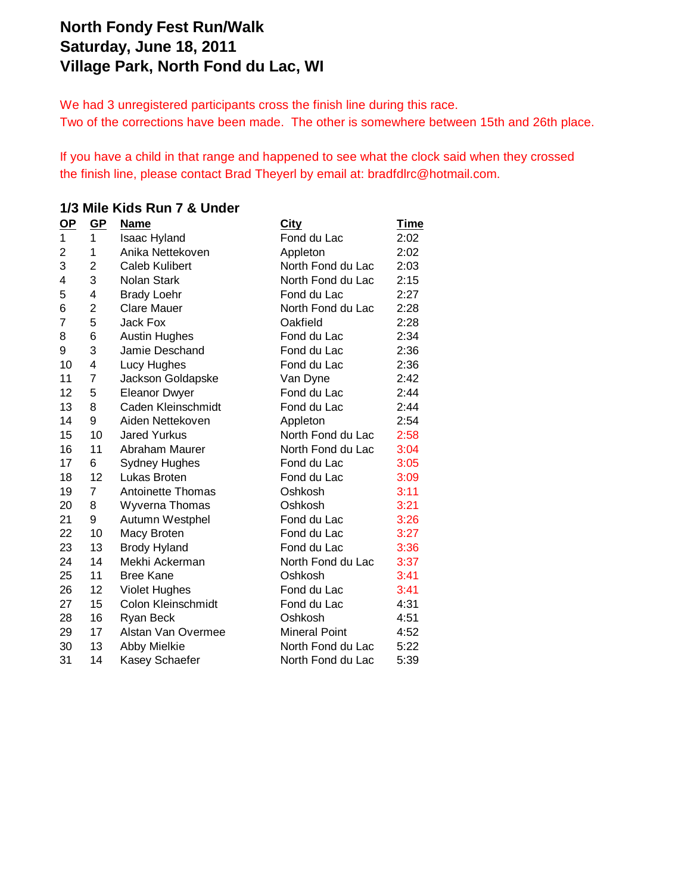# North Fondy Fest Run/Walk
# Saturday, June 18, 2011
# Village Park, North Fond du Lac, WI

We had 3 unregistered participants cross the finish line during this race.
Two of the corrections have been made. The other is somewhere between 15th and 26th place.

If you have a child in that range and happened to see what the clock said when they crossed the finish line, please contact Brad Theyerl by email at: bradfdlrc@hotmail.com.

## 1/3 Mile Kids Run 7 & Under

| OP | GP | Name | City | Time |
|---|---|---|---|---|
| 1 | 1 | Isaac Hyland | Fond du Lac | 2:02 |
| 2 | 1 | Anika Nettekoven | Appleton | 2:02 |
| 3 | 2 | Caleb Kulibert | North Fond du Lac | 2:03 |
| 4 | 3 | Nolan Stark | North Fond du Lac | 2:15 |
| 5 | 4 | Brady Loehr | Fond du Lac | 2:27 |
| 6 | 2 | Clare Mauer | North Fond du Lac | 2:28 |
| 7 | 5 | Jack Fox | Oakfield | 2:28 |
| 8 | 6 | Austin Hughes | Fond du Lac | 2:34 |
| 9 | 3 | Jamie Deschand | Fond du Lac | 2:36 |
| 10 | 4 | Lucy Hughes | Fond du Lac | 2:36 |
| 11 | 7 | Jackson Goldapske | Van Dyne | 2:42 |
| 12 | 5 | Eleanor Dwyer | Fond du Lac | 2:44 |
| 13 | 8 | Caden Kleinschmidt | Fond du Lac | 2:44 |
| 14 | 9 | Aiden Nettekoven | Appleton | 2:54 |
| 15 | 10 | Jared Yurkus | North Fond du Lac | 2:58 |
| 16 | 11 | Abraham Maurer | North Fond du Lac | 3:04 |
| 17 | 6 | Sydney Hughes | Fond du Lac | 3:05 |
| 18 | 12 | Lukas Broten | Fond du Lac | 3:09 |
| 19 | 7 | Antoinette Thomas | Oshkosh | 3:11 |
| 20 | 8 | Wyverna Thomas | Oshkosh | 3:21 |
| 21 | 9 | Autumn Westphel | Fond du Lac | 3:26 |
| 22 | 10 | Macy Broten | Fond du Lac | 3:27 |
| 23 | 13 | Brody Hyland | Fond du Lac | 3:36 |
| 24 | 14 | Mekhi Ackerman | North Fond du Lac | 3:37 |
| 25 | 11 | Bree Kane | Oshkosh | 3:41 |
| 26 | 12 | Violet Hughes | Fond du Lac | 3:41 |
| 27 | 15 | Colon Kleinschmidt | Fond du Lac | 4:31 |
| 28 | 16 | Ryan Beck | Oshkosh | 4:51 |
| 29 | 17 | Alstan Van Overmee | Mineral Point | 4:52 |
| 30 | 13 | Abby Mielkie | North Fond du Lac | 5:22 |
| 31 | 14 | Kasey Schaefer | North Fond du Lac | 5:39 |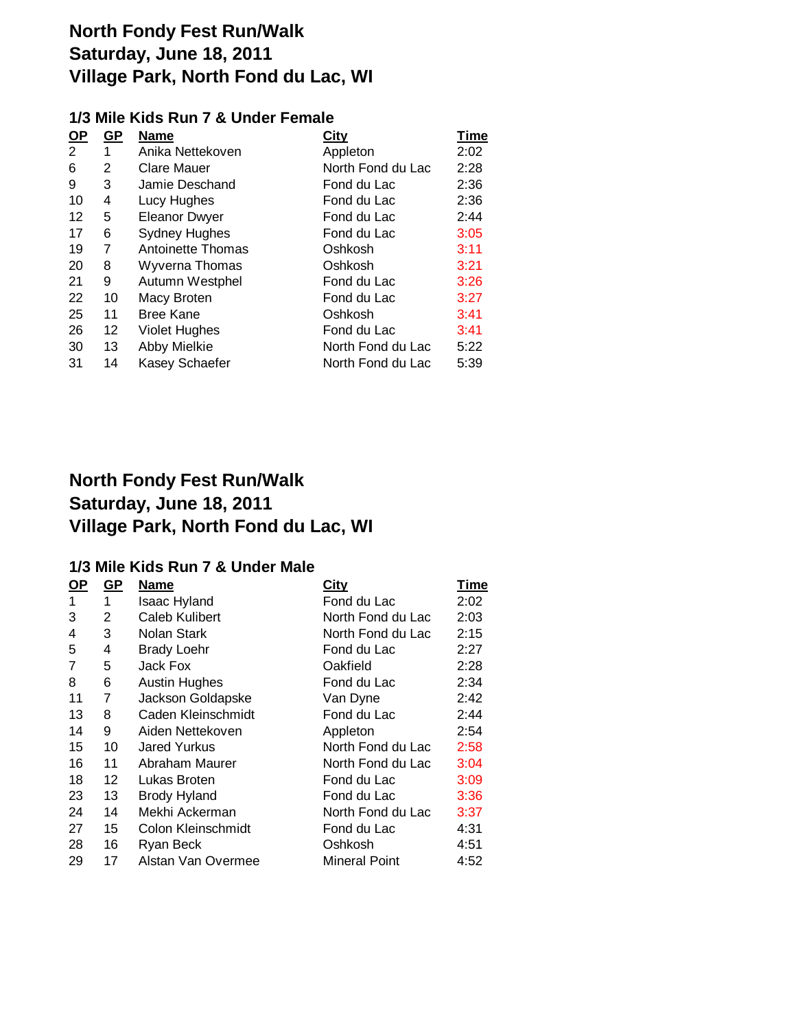# North Fondy Fest Run/Walk
# Saturday, June 18, 2011
# Village Park, North Fond du Lac, WI

## 1/3 Mile Kids Run 7 & Under Female

| OP | GP | Name | City | Time |
|---|---|---|---|---|
| 2 | 1 | Anika Nettekoven | Appleton | 2:02 |
| 6 | 2 | Clare Mauer | North Fond du Lac | 2:28 |
| 9 | 3 | Jamie Deschand | Fond du Lac | 2:36 |
| 10 | 4 | Lucy Hughes | Fond du Lac | 2:36 |
| 12 | 5 | Eleanor Dwyer | Fond du Lac | 2:44 |
| 17 | 6 | Sydney Hughes | Fond du Lac | 3:05 |
| 19 | 7 | Antoinette Thomas | Oshkosh | 3:11 |
| 20 | 8 | Wyverna Thomas | Oshkosh | 3:21 |
| 21 | 9 | Autumn Westphel | Fond du Lac | 3:26 |
| 22 | 10 | Macy Broten | Fond du Lac | 3:27 |
| 25 | 11 | Bree Kane | Oshkosh | 3:41 |
| 26 | 12 | Violet Hughes | Fond du Lac | 3:41 |
| 30 | 13 | Abby Mielkie | North Fond du Lac | 5:22 |
| 31 | 14 | Kasey Schaefer | North Fond du Lac | 5:39 |

# North Fondy Fest Run/Walk
# Saturday, June 18, 2011
# Village Park, North Fond du Lac, WI

## 1/3 Mile Kids Run 7 & Under Male

| OP | GP | Name | City | Time |
|---|---|---|---|---|
| 1 | 1 | Isaac Hyland | Fond du Lac | 2:02 |
| 3 | 2 | Caleb Kulibert | North Fond du Lac | 2:03 |
| 4 | 3 | Nolan Stark | North Fond du Lac | 2:15 |
| 5 | 4 | Brady Loehr | Fond du Lac | 2:27 |
| 7 | 5 | Jack Fox | Oakfield | 2:28 |
| 8 | 6 | Austin Hughes | Fond du Lac | 2:34 |
| 11 | 7 | Jackson Goldapske | Van Dyne | 2:42 |
| 13 | 8 | Caden Kleinschmidt | Fond du Lac | 2:44 |
| 14 | 9 | Aiden Nettekoven | Appleton | 2:54 |
| 15 | 10 | Jared Yurkus | North Fond du Lac | 2:58 |
| 16 | 11 | Abraham Maurer | North Fond du Lac | 3:04 |
| 18 | 12 | Lukas Broten | Fond du Lac | 3:09 |
| 23 | 13 | Brody Hyland | Fond du Lac | 3:36 |
| 24 | 14 | Mekhi Ackerman | North Fond du Lac | 3:37 |
| 27 | 15 | Colon Kleinschmidt | Fond du Lac | 4:31 |
| 28 | 16 | Ryan Beck | Oshkosh | 4:51 |
| 29 | 17 | Alstan Van Overmee | Mineral Point | 4:52 |